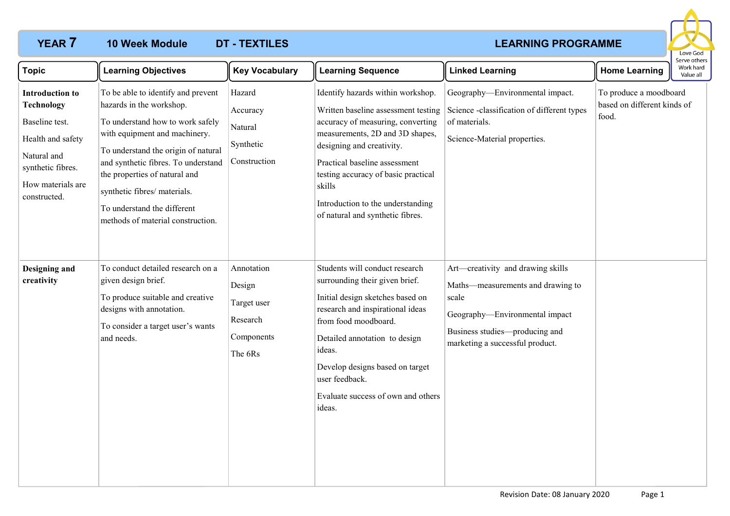# YEAR 7 &nbsp;&nbsp; 10 Week Module &nbsp;&nbsp; DT - TEXTILES &nbsp;&nbsp; LEARNING PROGRAMME

Love God
Serve others
Work hard
Value all

| Topic | Learning Objectives | Key Vocabulary | Learning Sequence | Linked Learning | Home Learning |
|---|---|---|---|---|---|
| **Introduction to Technology**<br><br>Baseline test.<br><br>Health and safety<br><br>Natural and synthetic fibres.<br><br>How materials are constructed. | To be able to identify and prevent hazards in the workshop.<br><br>To understand how to work safely with equipment and machinery.<br><br>To understand the origin of natural and synthetic fibres. To understand the properties of natural and synthetic fibres/ materials.<br><br>To understand the different methods of material construction. | Hazard<br><br>Accuracy<br><br>Natural<br><br>Synthetic<br><br>Construction | Identify hazards within workshop.<br><br>Written baseline assessment testing accuracy of measuring, converting measurements, 2D and 3D shapes, designing and creativity.<br><br>Practical baseline assessment testing accuracy of basic practical skills<br><br>Introduction to the understanding of natural and synthetic fibres. | Geography—Environmental impact.<br><br>Science -classification of different types of materials.<br><br>Science-Material properties. | To produce a moodboard based on different kinds of food. |
| **Designing and creativity** | To conduct detailed research on a given design brief.<br><br>To produce suitable and creative designs with annotation.<br><br>To consider a target user's wants and needs. | Annotation<br><br>Design<br><br>Target user<br><br>Research<br><br>Components<br><br>The 6Rs | Students will conduct research surrounding their given brief.<br><br>Initial design sketches based on research and inspirational ideas from food moodboard.<br><br>Detailed annotation to design ideas.<br><br>Develop designs based on target user feedback.<br><br>Evaluate success of own and others ideas. | Art—creativity and drawing skills<br><br>Maths—measurements and drawing to scale<br><br>Geography—Environmental impact<br><br>Business studies—producing and marketing a successful product. | |

Revision Date: 08 January 2020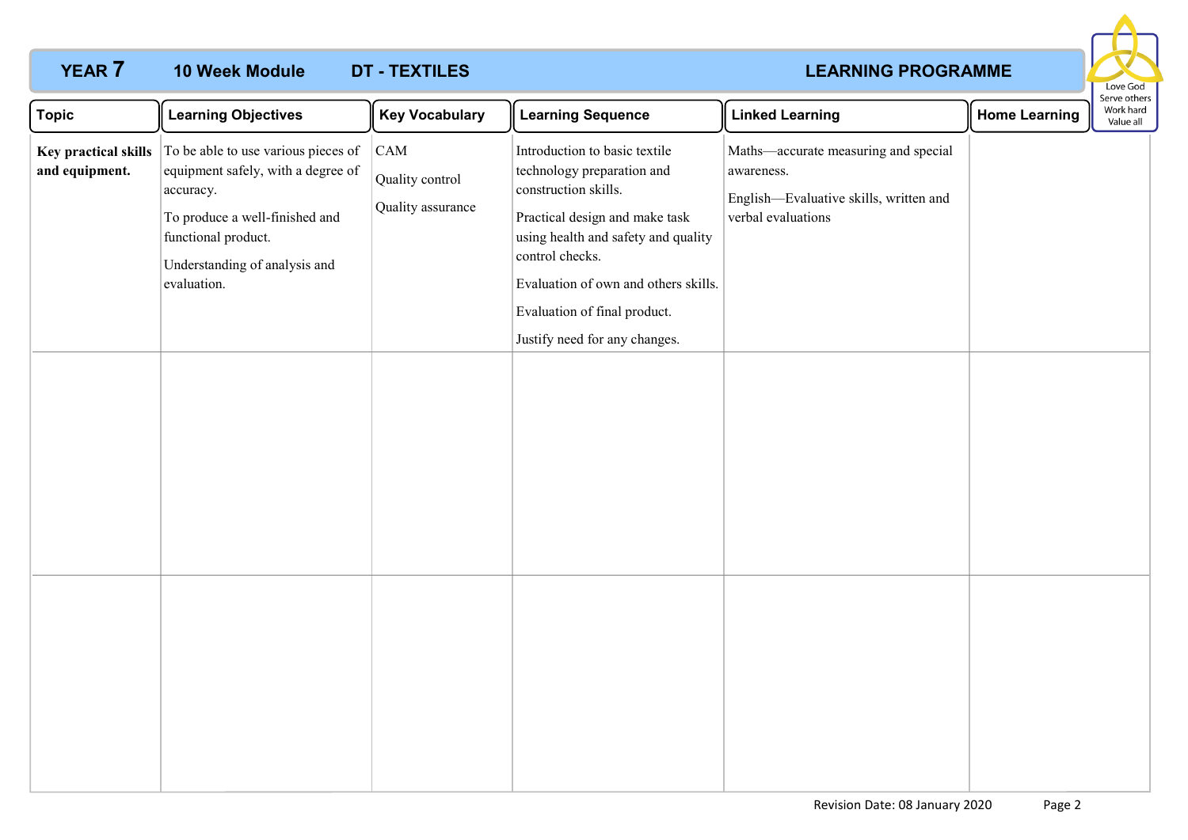# YEAR 7 10 Week Module DT - TEXTILES LEARNING PROGRAMME

Love God
Serve others
Work hard
Value all

| Topic | Learning Objectives | Key Vocabulary | Learning Sequence | Linked Learning | Home Learning |
|---|---|---|---|---|---|
| **Key practical skills and equipment.** | To be able to use various pieces of equipment safely, with a degree of accuracy.<br><br>To produce a well-finished and functional product.<br><br>Understanding of analysis and evaluation. | CAM<br><br>Quality control<br><br>Quality assurance | Introduction to basic textile technology preparation and construction skills.<br><br>Practical design and make task using health and safety and quality control checks.<br><br>Evaluation of own and others skills.<br><br>Evaluation of final product.<br><br>Justify need for any changes. | Maths—accurate measuring and special awareness.<br><br>English—Evaluative skills, written and verbal evaluations | |
| | | | | | |
| | | | | | |

Revision Date: 08 January 2020